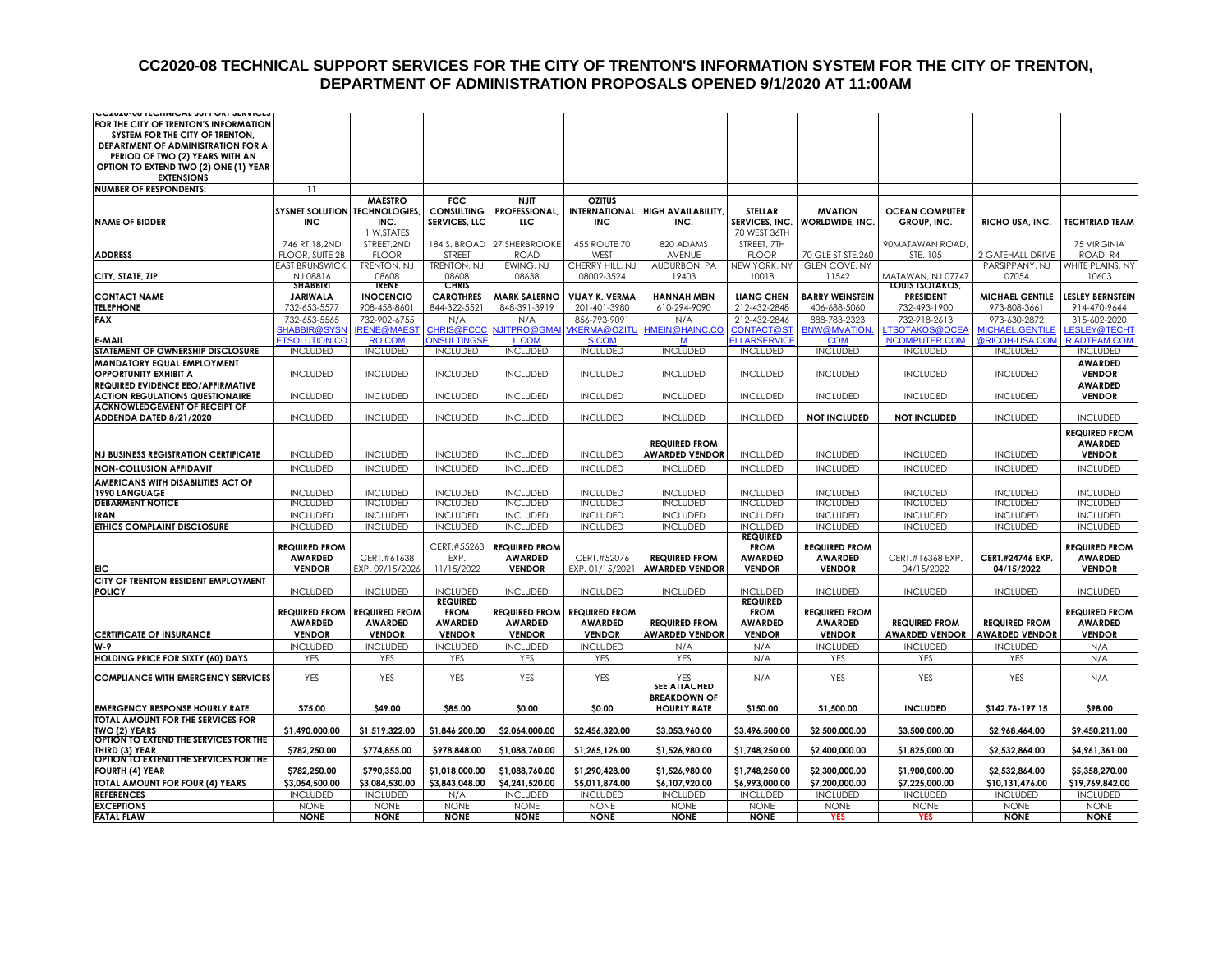# CC2020-08 TECHNICAL SUPPORT SERVICES FOR THE CITY OF TRENTON'S INFORMATION SYSTEM FOR THE CITY OF TRENTON, DEPARTMENT OF ADMINISTRATION PROPOSALS OPENED 9/1/2020 AT 11:00AM

| CC2020-08 TECHNICAL SUPPORT SERVICES FOR THE CITY OF TRENTON'S INFORMATION SYSTEM FOR THE CITY OF TRENTON, DEPARTMENT OF ADMINISTRATION FOR A PERIOD OF TWO (2) YEARS WITH AN OPTION TO EXTEND TWO (2) ONE (1) YEAR EXTENSIONS | | | | | | | | | | | |
|---|---|---|---|---|---|---|---|---|---|---|---|
| **NUMBER OF RESPONDENTS:** | 11 | | | | | | | | | | |
| **NAME OF BIDDER** | **SYSNET SOLUTION INC** | **MAESTRO TECHNOLOGIES, INC.** | **FCC CONSULTING SERVICES, LLC** | **NJIT PROFESSIONAL, LLC** | **OZITUS INTERNATIONAL INC** | **HIGH AVAILABILITY, INC.** | **STELLAR SERVICES, INC.** | **MVATION WORLDWIDE, INC.** | **OCEAN COMPUTER GROUP, INC.** | **RICHO USA, INC.** | **TECHTRIAD TEAM** |
| **ADDRESS** | 746 RT.18,2ND FLOOR, SUITE 2B | 1 W.STATES STREET,2ND FLOOR | 184 S. BROAD STREET | 27 SHERBROOKE ROAD | 455 ROUTE 70 WEST | 820 ADAMS AVENUE | 70 WEST 36TH STREET, 7TH FLOOR | 70 GLE ST STE.260 | 90MATAWAN ROAD, STE. 105 | 2 GATEHALL DRIVE | 75 VIRGINIA ROAD, R4 |
| **CITY, STATE, ZIP** | EAST BRUNSWICK, NJ 08816 | TRENTON, NJ 08608 | TRENTON, NJ 08608 | EWING, NJ 08638 | CHERRY HILL, NJ 08002-3524 | AUDURBON, PA 19403 | NEW YORK, NY 10018 | GLEN COVE, NY 11542 | MATAWAN, NJ 07747 | PARSIPPANY, NJ 07054 | WHITE PLAINS, NY 10603 |
| **CONTACT NAME** | **SHABBIRI JARIWALA** | **IRENE INOCENCIO** | **CHRIS CAROTHRES** | **MARK SALERNO** | **VIJAY K. VERMA** | **HANNAH MEIN** | **LIANG CHEN** | **BARRY WEINSTEIN** | **LOUIS TSOTAKOS, PRESIDENT** | **MICHAEL GENTILE** | **LESLEY BERNSTEIN** |
| **TELEPHONE** | 732-653-5577 | 908-458-8601 | 844-322-5521 | 848-391-3919 | 201-401-3980 | 610-294-9090 | 212-432-2848 | 406-688-5060 | 732-493-1900 | 973-808-3661 | 914-470-9644 |
| **FAX** | 732-653-5565 | 732-902-6755 | N/A | N/A | 856-793-9091 | N/A | 212-432-2846 | 888-783-2323 | 732-918-2613 | 973-630-2872 | 315-602-2020 |
| **E-MAIL** | SHABBIR@SYSNETSOLUTION.CO | IRENE@MAESTRO.COM | CHRIS@FCCCONSULTINGSE | NJITPRO@GMAIL.COM | VKERMA@OZITUS.COM | HMEIN@HAINC.COM | CONTACT@STELLARSERVICE | BNW@MVATION.COM | LTSOTAKOS@OCEANCOMPUTER.COM | MICHAEL.GENTILE@RICOH-USA.COM | LESLEY@TECHTRIADTEAM.COM |
| **STATEMENT OF OWNERSHIP DISCLOSURE** | INCLUDED | INCLUDED | INCLUDED | INCLUDED | INCLUDED | INCLUDED | INCLUDED | INCLUDED | INCLUDED | INCLUDED | INCLUDED |
| **MANDATORY EQUAL EMPLOYMENT OPPORTUNITY EXHIBIT A** | INCLUDED | INCLUDED | INCLUDED | INCLUDED | INCLUDED | INCLUDED | INCLUDED | INCLUDED | INCLUDED | INCLUDED | **AWARDED VENDOR** |
| **REQUIRED EVIDENCE EEO/AFFIRMATIVE ACTION REGULATIONS QUESTIONAIRE** | INCLUDED | INCLUDED | INCLUDED | INCLUDED | INCLUDED | INCLUDED | INCLUDED | INCLUDED | INCLUDED | INCLUDED | **AWARDED VENDOR** |
| **ACKNOWLEDGEMENT OF RECEIPT OF ADDENDA DATED 8/21/2020** | INCLUDED | INCLUDED | INCLUDED | INCLUDED | INCLUDED | INCLUDED | INCLUDED | **NOT INCLUDED** | **NOT INCLUDED** | INCLUDED | INCLUDED |
| **NJ BUSINESS REGISTRATION CERTIFICATE** | INCLUDED | INCLUDED | INCLUDED | INCLUDED | INCLUDED | **REQUIRED FROM AWARDED VENDOR** | INCLUDED | INCLUDED | INCLUDED | INCLUDED | **REQUIRED FROM AWARDED VENDOR** |
| **NON-COLLUSION AFFIDAVIT** | INCLUDED | INCLUDED | INCLUDED | INCLUDED | INCLUDED | INCLUDED | INCLUDED | INCLUDED | INCLUDED | INCLUDED | INCLUDED |
| **AMERICANS WITH DISABILITIES ACT OF 1990 LANGUAGE** | INCLUDED | INCLUDED | INCLUDED | INCLUDED | INCLUDED | INCLUDED | INCLUDED | INCLUDED | INCLUDED | INCLUDED | INCLUDED |
| **DEBARMENT NOTICE** | INCLUDED | INCLUDED | INCLUDED | INCLUDED | INCLUDED | INCLUDED | INCLUDED | INCLUDED | INCLUDED | INCLUDED | INCLUDED |
| **IRAN** | INCLUDED | INCLUDED | INCLUDED | INCLUDED | INCLUDED | INCLUDED | INCLUDED | INCLUDED | INCLUDED | INCLUDED | INCLUDED |
| **ETHICS COMPLAINT DISCLOSURE** | INCLUDED | INCLUDED | INCLUDED | INCLUDED | INCLUDED | INCLUDED | INCLUDED | INCLUDED | INCLUDED | INCLUDED | INCLUDED |
| **EIC** | **REQUIRED FROM AWARDED VENDOR** | CERT.#61638 EXP. 09/15/2026 | CERT.#55263 EXP. 11/15/2022 | **REQUIRED FROM AWARDED VENDOR** | CERT.#52076 EXP. 01/15/2021 | **REQUIRED FROM AWARDED VENDOR** | **REQUIRED FROM AWARDED VENDOR** | **REQUIRED FROM AWARDED VENDOR** | CERT.#16368 EXP. 04/15/2022 | **CERT.#24746 EXP. 04/15/2022** | **REQUIRED FROM AWARDED VENDOR** |
| **CITY OF TRENTON RESIDENT EMPLOYMENT POLICY** | INCLUDED | INCLUDED | INCLUDED | INCLUDED | INCLUDED | INCLUDED | INCLUDED | INCLUDED | INCLUDED | INCLUDED | INCLUDED |
| **CERTIFICATE OF INSURANCE** | **REQUIRED FROM AWARDED VENDOR** | **REQUIRED FROM AWARDED VENDOR** | **REQUIRED FROM AWARDED VENDOR** | **REQUIRED FROM AWARDED VENDOR** | **REQUIRED FROM AWARDED VENDOR** | **REQUIRED FROM AWARDED VENDOR** | **REQUIRED FROM AWARDED VENDOR** | **REQUIRED FROM AWARDED VENDOR** | **REQUIRED FROM AWARDED VENDOR** | **REQUIRED FROM AWARDED VENDOR** | **REQUIRED FROM AWARDED VENDOR** |
| **W-9** | INCLUDED | INCLUDED | INCLUDED | INCLUDED | INCLUDED | N/A | N/A | INCLUDED | INCLUDED | INCLUDED | N/A |
| **HOLDING PRICE FOR SIXTY (60) DAYS** | YES | YES | YES | YES | YES | YES | N/A | YES | YES | YES | N/A |
| **COMPLIANCE WITH EMERGENCY SERVICES** | YES | YES | YES | YES | YES | YES | N/A | YES | YES | YES | N/A |
| **EMERGENCY RESPONSE HOURLY RATE** | **$75.00** | **$49.00** | **$85.00** | **$0.00** | **$0.00** | **SEE ATTACHED BREAKDOWN OF HOURLY RATE** | **$150.00** | **$1,500.00** | **INCLUDED** | **$142.76-197.15** | **$98.00** |
| **TOTAL AMOUNT FOR THE SERVICES FOR TWO (2) YEARS** | **$1,490,000.00** | **$1,519,322.00** | **$1,846,200.00** | **$2,064,000.00** | **$2,456,320.00** | **$3,053,960.00** | **$3,496,500.00** | **$2,500,000.00** | **$3,500,000.00** | **$2,968,464.00** | **$9,450,211.00** |
| **OPTION TO EXTEND THE SERVICES FOR THE THIRD (3) YEAR** | **$782,250.00** | **$774,855.00** | **$978,848.00** | **$1,088,760.00** | **$1,265,126.00** | **$1,526,980.00** | **$1,748,250.00** | **$2,400,000.00** | **$1,825,000.00** | **$2,532,864.00** | **$4,961,361.00** |
| **OPTION TO EXTEND THE SERVICES FOR THE FOURTH (4) YEAR** | **$782,250.00** | **$790,353.00** | **$1,018,000.00** | **$1,088,760.00** | **$1,290,428.00** | **$1,526,980.00** | **$1,748,250.00** | **$2,300,000.00** | **$1,900,000.00** | **$2,532,864.00** | **$5,358,270.00** |
| **TOTAL AMOUNT FOR FOUR (4) YEARS** | **$3,054,500.00** | **$3,084,530.00** | **$3,843,048.00** | **$4,241,520.00** | **$5,011,874.00** | **$6,107,920.00** | **$6,993,000.00** | **$7,200,000.00** | **$7,225,000.00** | **$10,131,476.00** | **$19,769,842.00** |
| **REFERENCES** | INCLUDED | INCLUDED | N/A | INCLUDED | INCLUDED | INCLUDED | INCLUDED | INCLUDED | INCLUDED | INCLUDED | INCLUDED |
| **EXCEPTIONS** | NONE | NONE | NONE | NONE | NONE | NONE | NONE | NONE | NONE | NONE | NONE |
| **FATAL FLAW** | **NONE** | **NONE** | **NONE** | **NONE** | **NONE** | **NONE** | **NONE** | **YES** | **YES** | **NONE** | **NONE** |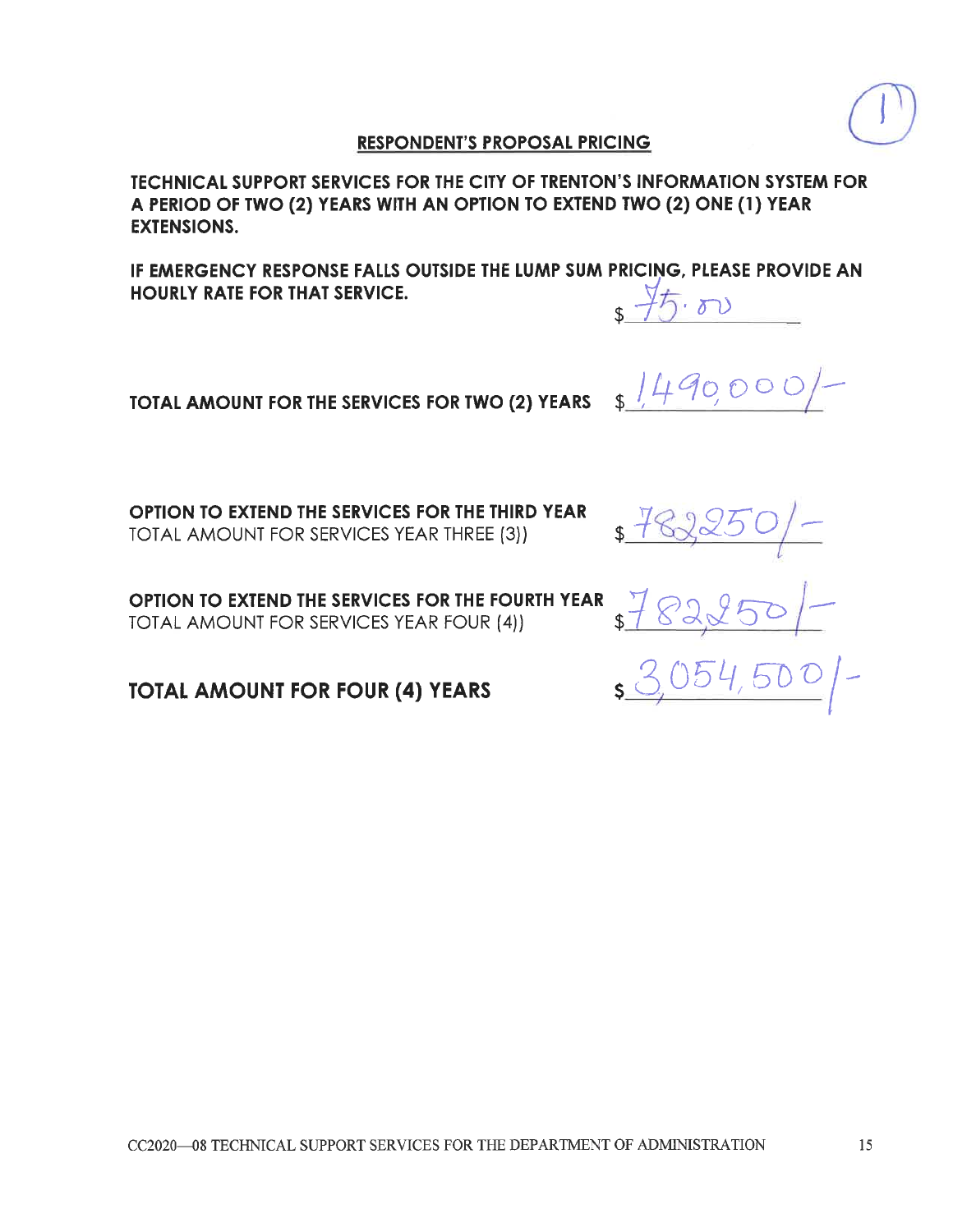## RESPONDENT'S PROPOSAL PRICING

**TECHNICAL SUPPORT SERVICES FOR THE CITY OF TRENTON'S INFORMATION SYSTEM FOR A PERIOD OF TWO (2) YEARS WITH AN OPTION TO EXTEND TWO (2) ONE (1) YEAR EXTENSIONS.**

**IF EMERGENCY RESPONSE FALLS OUTSIDE THE LUMP SUM PRICING, PLEASE PROVIDE AN HOURLY RATE FOR THAT SERVICE.** $ 75.00

**TOTAL AMOUNT FOR THE SERVICES FOR TWO (2) YEARS** $ 1,490,000/-

**OPTION TO EXTEND THE SERVICES FOR THE THIRD YEAR**
TOTAL AMOUNT FOR SERVICES YEAR THREE (3)) $ 782,250/-

**OPTION TO EXTEND THE SERVICES FOR THE FOURTH YEAR**
TOTAL AMOUNT FOR SERVICES YEAR FOUR (4)) $ 782,250/-

**TOTAL AMOUNT FOR FOUR (4) YEARS** $ 3,054,500/-

CC2020—08 TECHNICAL SUPPORT SERVICES FOR THE DEPARTMENT OF ADMINISTRATION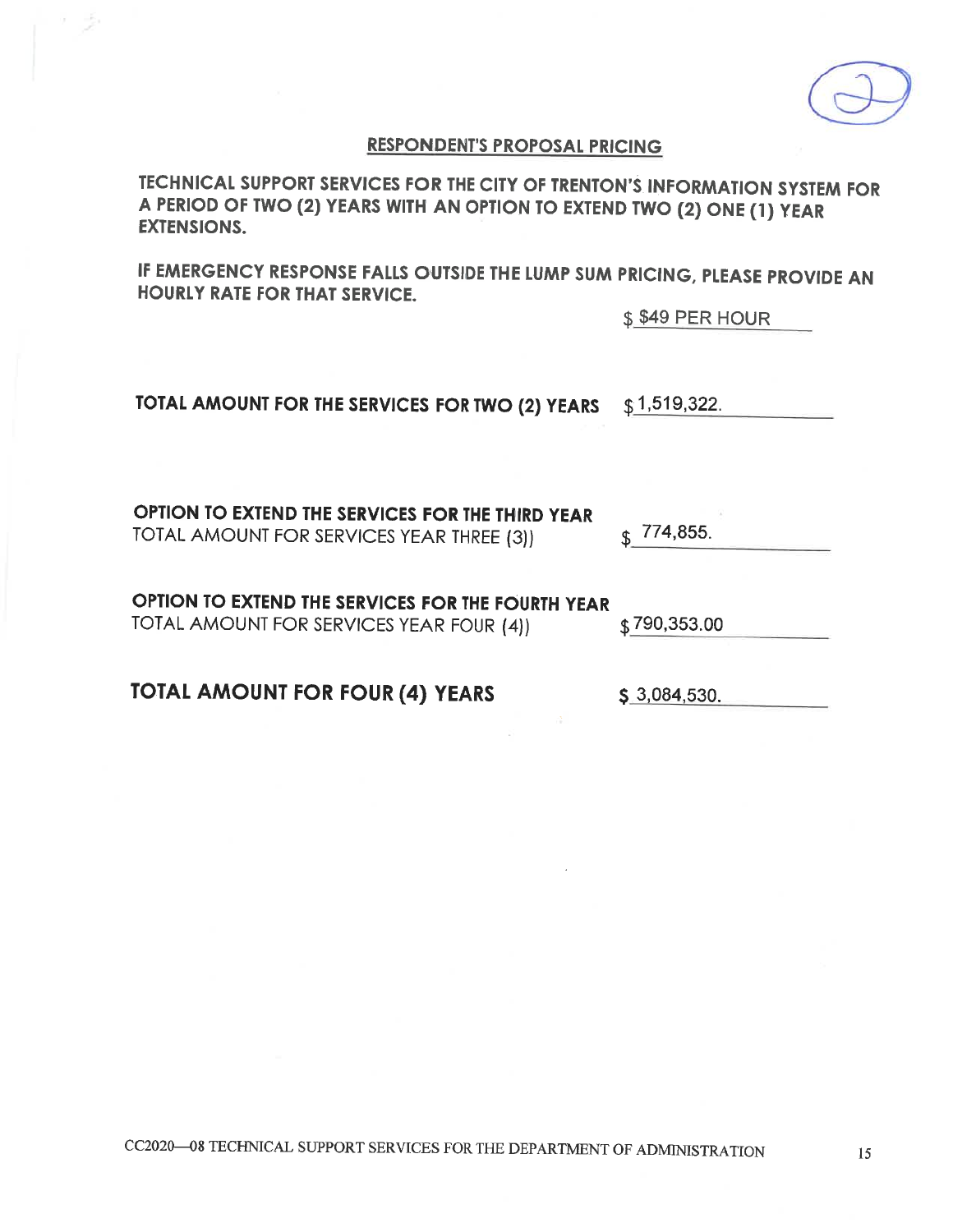## RESPONDENT'S PROPOSAL PRICING

**TECHNICAL SUPPORT SERVICES FOR THE CITY OF TRENTON'S INFORMATION SYSTEM FOR A PERIOD OF TWO (2) YEARS WITH AN OPTION TO EXTEND TWO (2) ONE (1) YEAR EXTENSIONS.**

**IF EMERGENCY RESPONSE FALLS OUTSIDE THE LUMP SUM PRICING, PLEASE PROVIDE AN HOURLY RATE FOR THAT SERVICE.**

$ $49 PER HOUR

**TOTAL AMOUNT FOR THE SERVICES FOR TWO (2) YEARS** $ 1,519,322.

**OPTION TO EXTEND THE SERVICES FOR THE THIRD YEAR**
TOTAL AMOUNT FOR SERVICES YEAR THREE (3)) $ 774,855.

**OPTION TO EXTEND THE SERVICES FOR THE FOURTH YEAR**
TOTAL AMOUNT FOR SERVICES YEAR FOUR (4)) $ 790,353.00

**TOTAL AMOUNT FOR FOUR (4) YEARS** $ 3,084,530.

CC2020—08 TECHNICAL SUPPORT SERVICES FOR THE DEPARTMENT OF ADMINISTRATION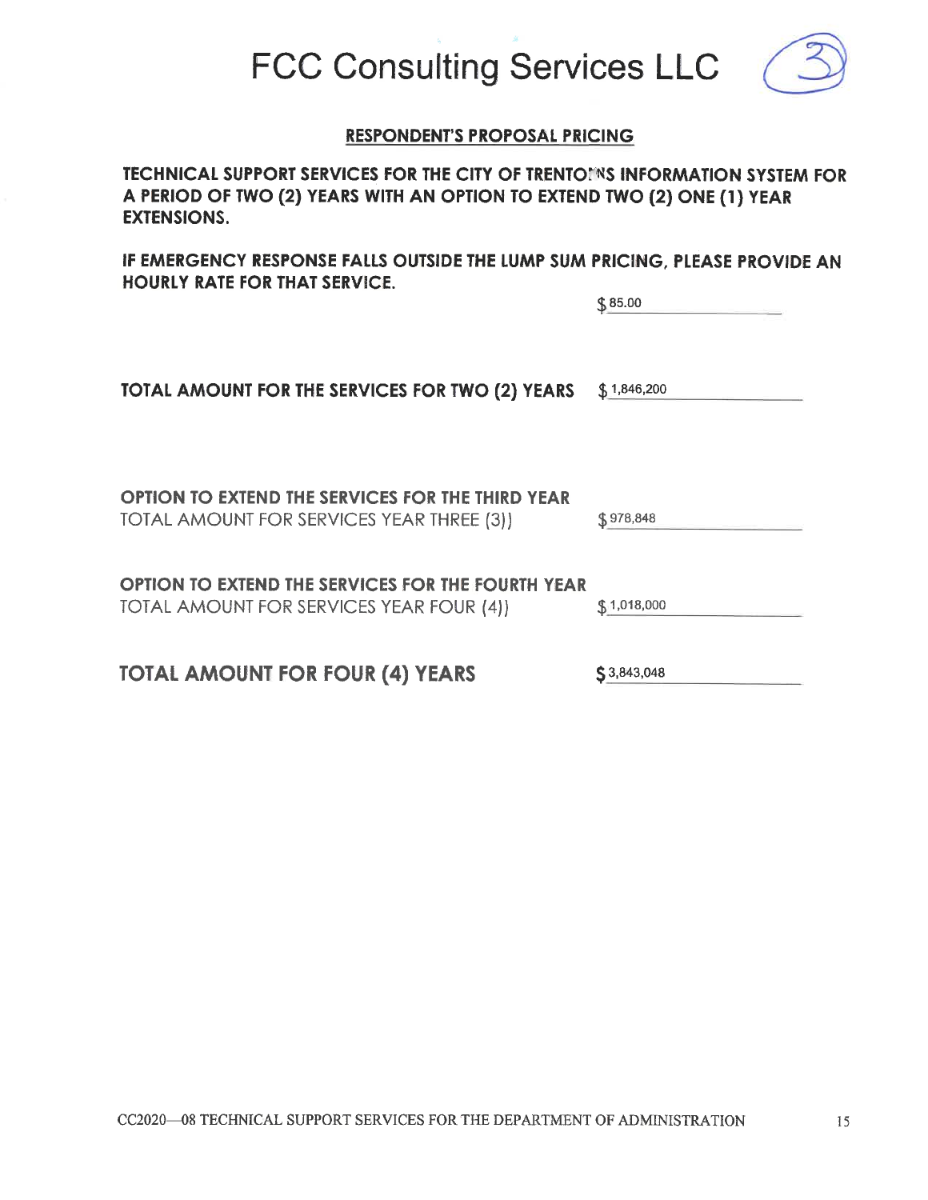# FCC Consulting Services LLC

3

## RESPONDENT'S PROPOSAL PRICING

**TECHNICAL SUPPORT SERVICES FOR THE CITY OF TRENTON'S INFORMATION SYSTEM FOR A PERIOD OF TWO (2) YEARS WITH AN OPTION TO EXTEND TWO (2) ONE (1) YEAR EXTENSIONS.**

**IF EMERGENCY RESPONSE FALLS OUTSIDE THE LUMP SUM PRICING, PLEASE PROVIDE AN HOURLY RATE FOR THAT SERVICE.**

$ 85.00

**TOTAL AMOUNT FOR THE SERVICES FOR TWO (2) YEARS** $ 1,846,200

**OPTION TO EXTEND THE SERVICES FOR THE THIRD YEAR**
TOTAL AMOUNT FOR SERVICES YEAR THREE (3)) $ 978,848

**OPTION TO EXTEND THE SERVICES FOR THE FOURTH YEAR**
TOTAL AMOUNT FOR SERVICES YEAR FOUR (4)) $ 1,018,000

**TOTAL AMOUNT FOR FOUR (4) YEARS** $ 3,843,048

CC2020—08 TECHNICAL SUPPORT SERVICES FOR THE DEPARTMENT OF ADMINISTRATION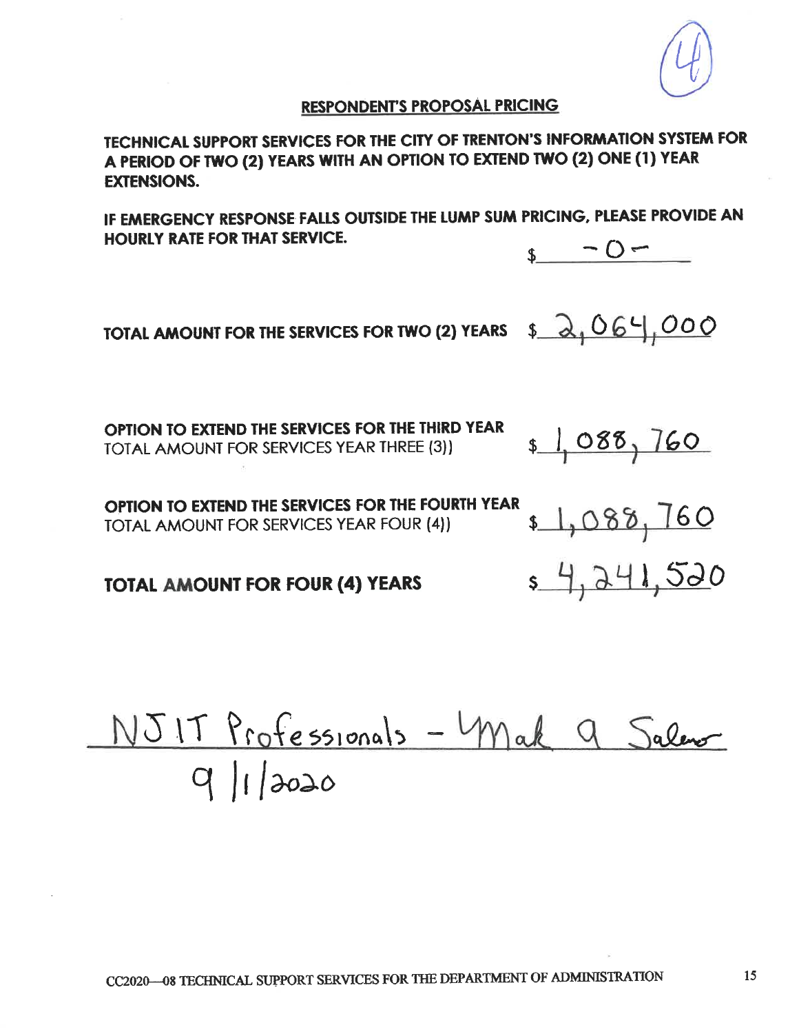(4)

## RESPONDENT'S PROPOSAL PRICING

**TECHNICAL SUPPORT SERVICES FOR THE CITY OF TRENTON'S INFORMATION SYSTEM FOR A PERIOD OF TWO (2) YEARS WITH AN OPTION TO EXTEND TWO (2) ONE (1) YEAR EXTENSIONS.**

**IF EMERGENCY RESPONSE FALLS OUTSIDE THE LUMP SUM PRICING, PLEASE PROVIDE AN HOURLY RATE FOR THAT SERVICE.** $ -0-

**TOTAL AMOUNT FOR THE SERVICES FOR TWO (2) YEARS** $ 2,064,000

**OPTION TO EXTEND THE SERVICES FOR THE THIRD YEAR**
TOTAL AMOUNT FOR SERVICES YEAR THREE (3)) $ 1,088,760

**OPTION TO EXTEND THE SERVICES FOR THE FOURTH YEAR**
TOTAL AMOUNT FOR SERVICES YEAR FOUR (4)) $ 1,088,760

**TOTAL AMOUNT FOR FOUR (4) YEARS** $ 4,241,520

NJIT Professionals - [signature]
9/1/2020

CC2020—08 TECHNICAL SUPPORT SERVICES FOR THE DEPARTMENT OF ADMINISTRATION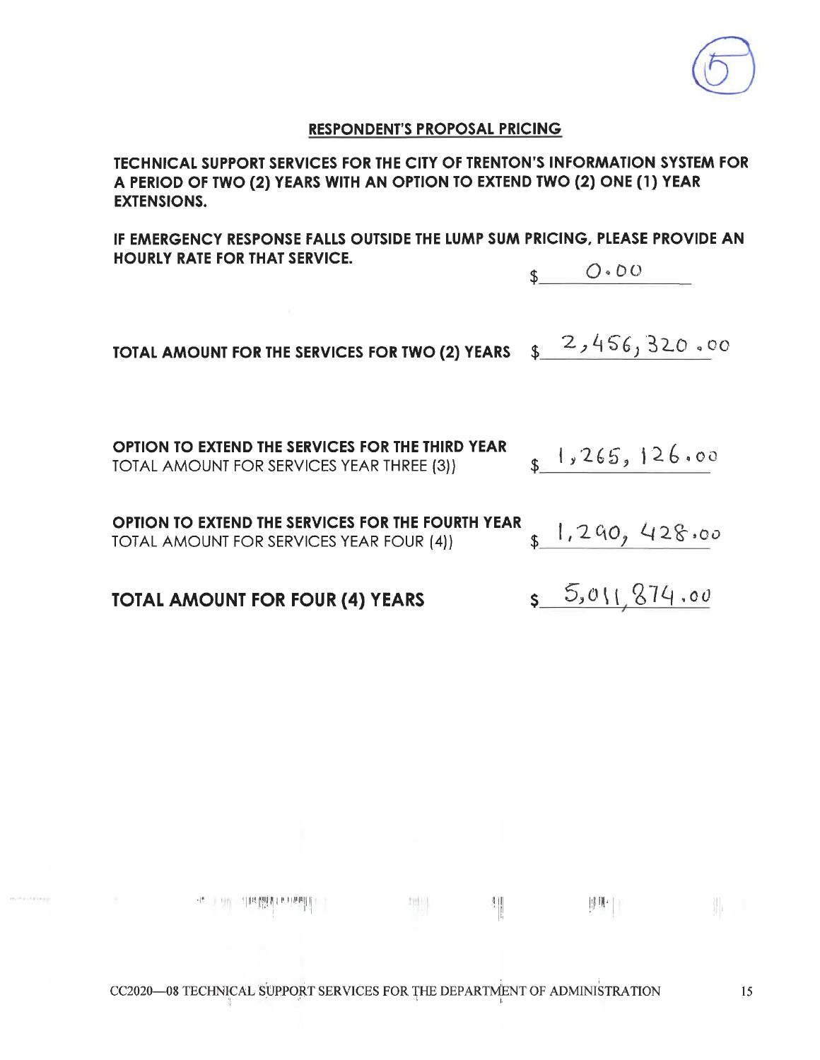## RESPONDENT'S PROPOSAL PRICING

**TECHNICAL SUPPORT SERVICES FOR THE CITY OF TRENTON'S INFORMATION SYSTEM FOR A PERIOD OF TWO (2) YEARS WITH AN OPTION TO EXTEND TWO (2) ONE (1) YEAR EXTENSIONS.**

**IF EMERGENCY RESPONSE FALLS OUTSIDE THE LUMP SUM PRICING, PLEASE PROVIDE AN HOURLY RATE FOR THAT SERVICE.** $ 0.00

**TOTAL AMOUNT FOR THE SERVICES FOR TWO (2) YEARS** $ 2,456,320.00

**OPTION TO EXTEND THE SERVICES FOR THE THIRD YEAR**
TOTAL AMOUNT FOR SERVICES YEAR THREE (3)) $ 1,265,126.00

**OPTION TO EXTEND THE SERVICES FOR THE FOURTH YEAR**
TOTAL AMOUNT FOR SERVICES YEAR FOUR (4)) $ 1,290,428.00

**TOTAL AMOUNT FOR FOUR (4) YEARS** $ 5,011,874.00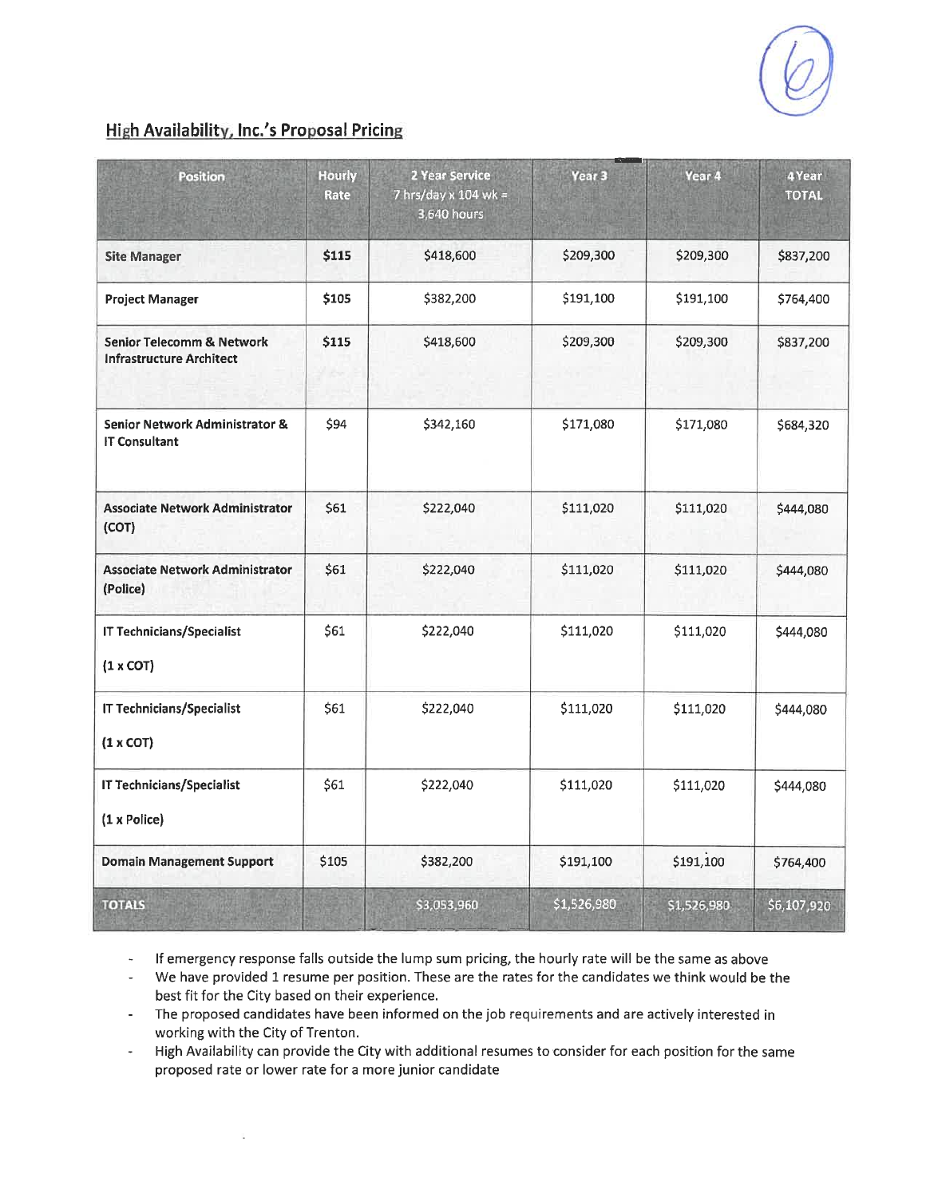## High Availability, Inc.'s Proposal Pricing

| Position | Hourly Rate | 2 Year Service 7 hrs/day x 104 wk = 3,640 hours | Year 3 | Year 4 | 4 Year TOTAL |
|---|---|---|---|---|---|
| **Site Manager** | **$115** | $418,600 | $209,300 | $209,300 | $837,200 |
| **Project Manager** | **$105** | $382,200 | $191,100 | $191,100 | $764,400 |
| **Senior Telecomm & Network Infrastructure Architect** | **$115** | $418,600 | $209,300 | $209,300 | $837,200 |
| **Senior Network Administrator & IT Consultant** | $94 | $342,160 | $171,080 | $171,080 | $684,320 |
| **Associate Network Administrator (COT)** | $61 | $222,040 | $111,020 | $111,020 | $444,080 |
| **Associate Network Administrator (Police)** | $61 | $222,040 | $111,020 | $111,020 | $444,080 |
| **IT Technicians/Specialist** (1 x COT) | $61 | $222,040 | $111,020 | $111,020 | $444,080 |
| **IT Technicians/Specialist** (1 x COT) | $61 | $222,040 | $111,020 | $111,020 | $444,080 |
| **IT Technicians/Specialist** (1 x Police) | $61 | $222,040 | $111,020 | $111,020 | $444,080 |
| **Domain Management Support** | $105 | $382,200 | $191,100 | $191,100 | $764,400 |
| **TOTALS** | | $3,053,960 | $1,526,980 | $1,526,980 | $6,107,920 |

- If emergency response falls outside the lump sum pricing, the hourly rate will be the same as above
- We have provided 1 resume per position. These are the rates for the candidates we think would be the best fit for the City based on their experience.
- The proposed candidates have been informed on the job requirements and are actively interested in working with the City of Trenton.
- High Availability can provide the City with additional resumes to consider for each position for the same proposed rate or lower rate for a more junior candidate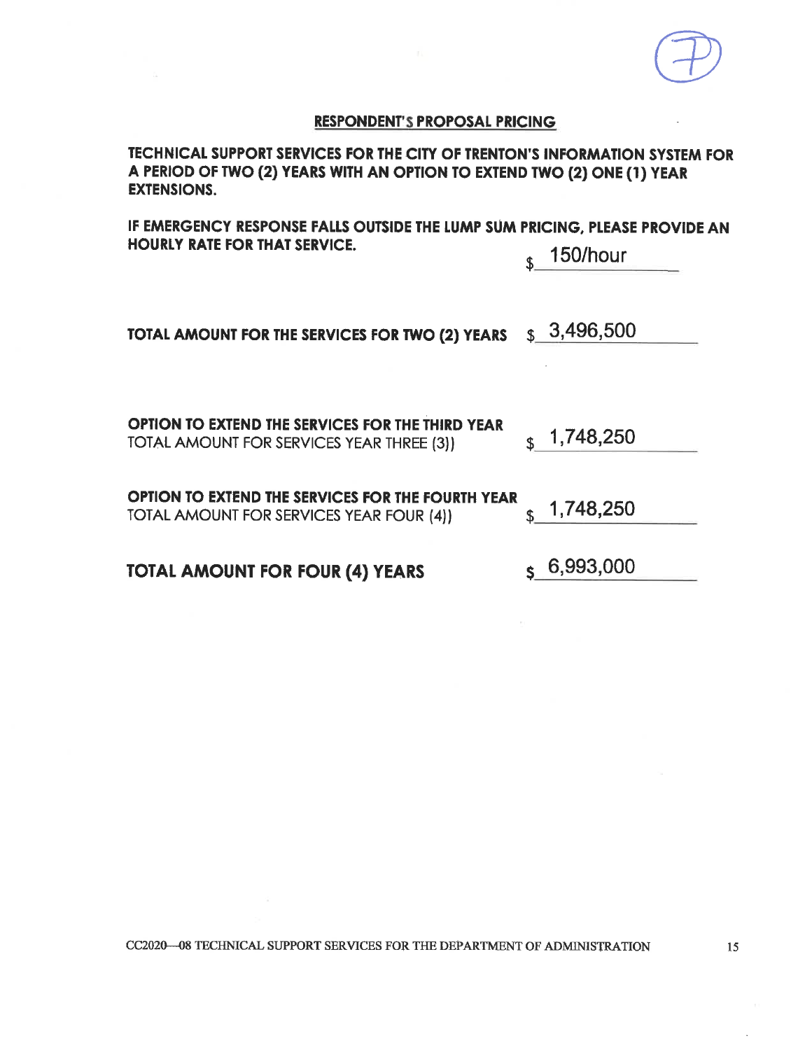## RESPONDENT'S PROPOSAL PRICING

**TECHNICAL SUPPORT SERVICES FOR THE CITY OF TRENTON'S INFORMATION SYSTEM FOR A PERIOD OF TWO (2) YEARS WITH AN OPTION TO EXTEND TWO (2) ONE (1) YEAR EXTENSIONS.**

**IF EMERGENCY RESPONSE FALLS OUTSIDE THE LUMP SUM PRICING, PLEASE PROVIDE AN HOURLY RATE FOR THAT SERVICE.** $ 150/hour

**TOTAL AMOUNT FOR THE SERVICES FOR TWO (2) YEARS** $ 3,496,500

**OPTION TO EXTEND THE SERVICES FOR THE THIRD YEAR**
TOTAL AMOUNT FOR SERVICES YEAR THREE (3)) $ 1,748,250

**OPTION TO EXTEND THE SERVICES FOR THE FOURTH YEAR**
TOTAL AMOUNT FOR SERVICES YEAR FOUR (4)) $ 1,748,250

**TOTAL AMOUNT FOR FOUR (4) YEARS** $ 6,993,000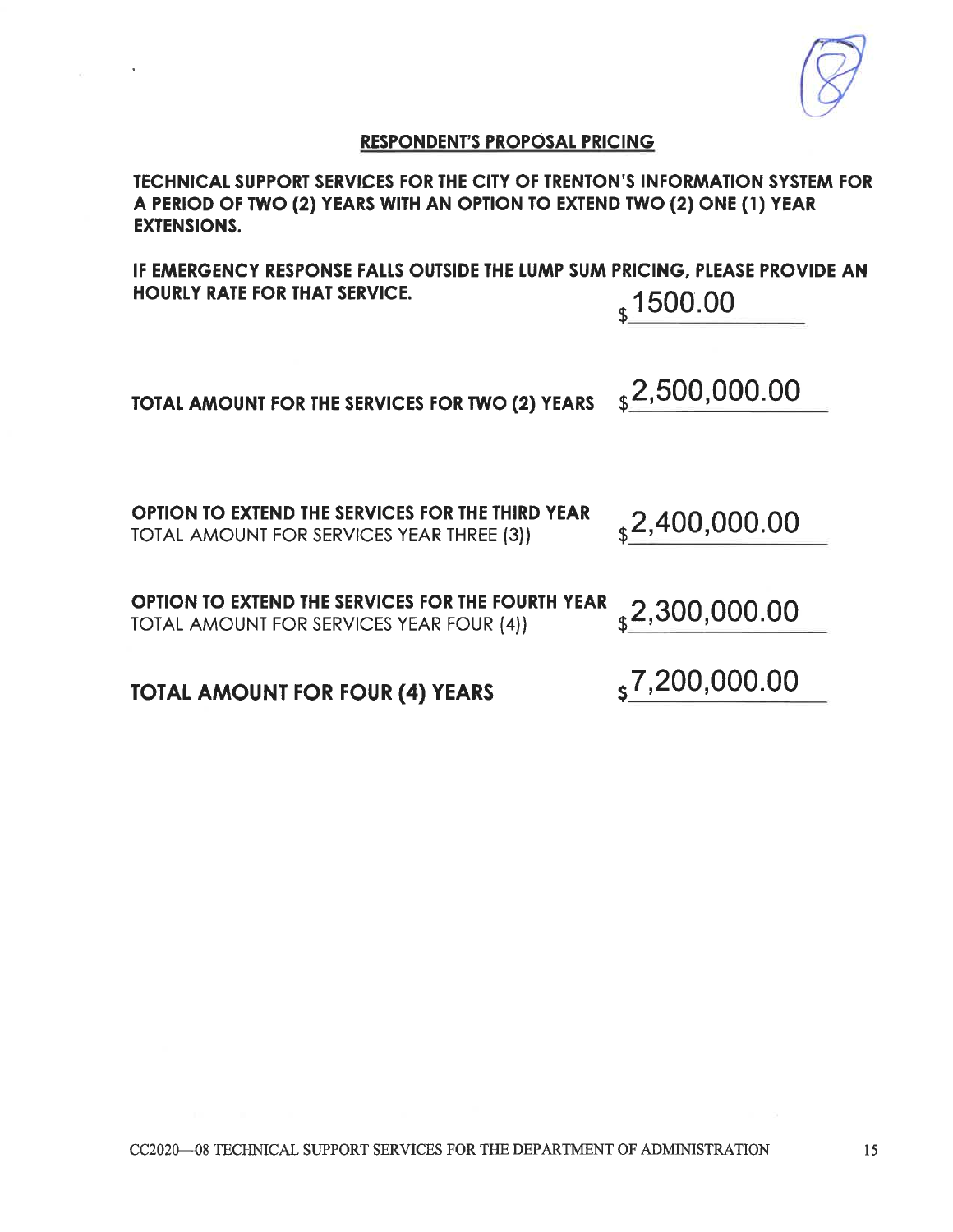## RESPONDENT'S PROPOSAL PRICING

**TECHNICAL SUPPORT SERVICES FOR THE CITY OF TRENTON'S INFORMATION SYSTEM FOR A PERIOD OF TWO (2) YEARS WITH AN OPTION TO EXTEND TWO (2) ONE (1) YEAR EXTENSIONS.**

**IF EMERGENCY RESPONSE FALLS OUTSIDE THE LUMP SUM PRICING, PLEASE PROVIDE AN HOURLY RATE FOR THAT SERVICE.** $ 1500.00

**TOTAL AMOUNT FOR THE SERVICES FOR TWO (2) YEARS** $ 2,500,000.00

**OPTION TO EXTEND THE SERVICES FOR THE THIRD YEAR**
TOTAL AMOUNT FOR SERVICES YEAR THREE (3)) $ 2,400,000.00

**OPTION TO EXTEND THE SERVICES FOR THE FOURTH YEAR**
TOTAL AMOUNT FOR SERVICES YEAR FOUR (4)) $ 2,300,000.00

**TOTAL AMOUNT FOR FOUR (4) YEARS** $ 7,200,000.00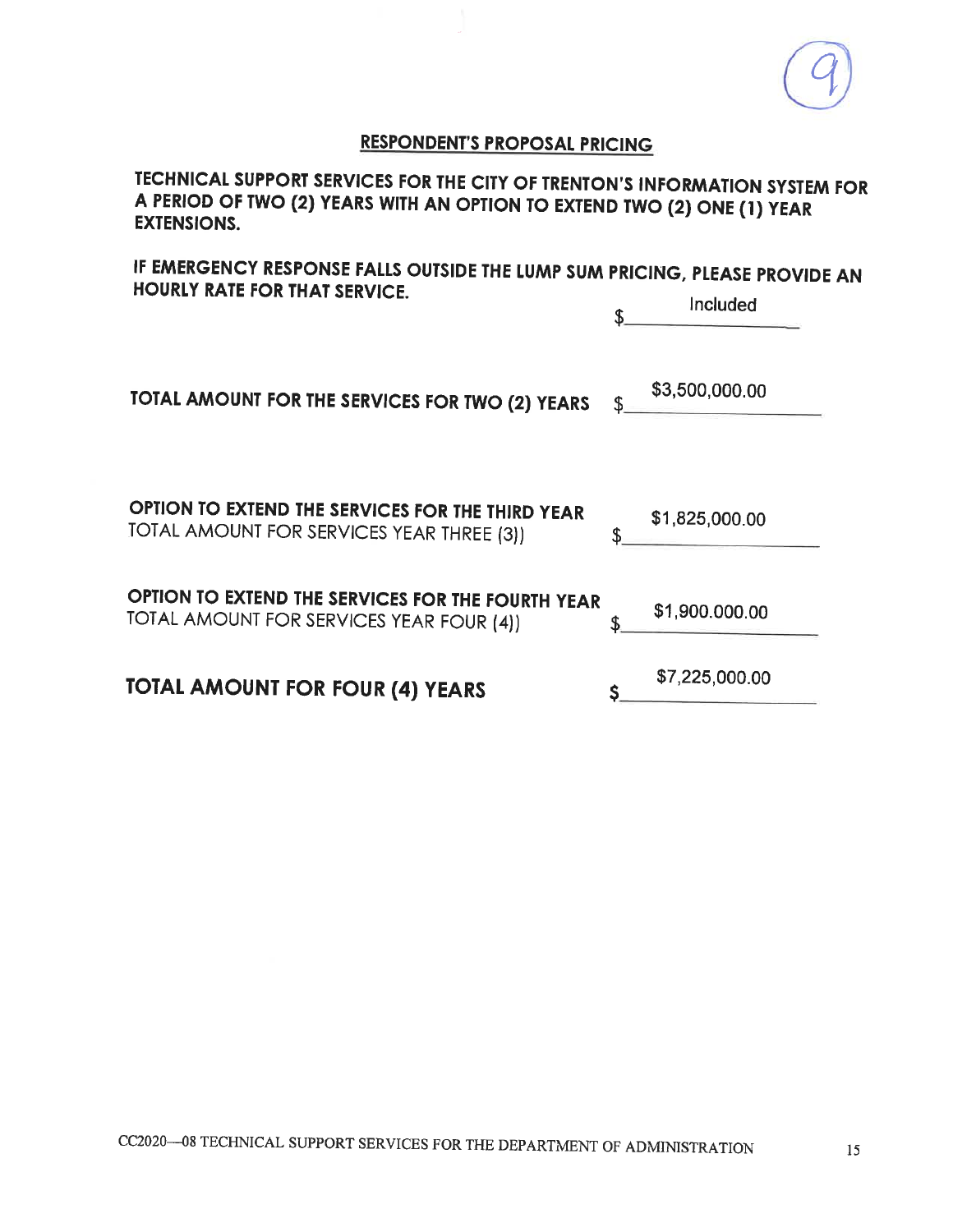## RESPONDENT'S PROPOSAL PRICING

**TECHNICAL SUPPORT SERVICES FOR THE CITY OF TRENTON'S INFORMATION SYSTEM FOR A PERIOD OF TWO (2) YEARS WITH AN OPTION TO EXTEND TWO (2) ONE (1) YEAR EXTENSIONS.**

**IF EMERGENCY RESPONSE FALLS OUTSIDE THE LUMP SUM PRICING, PLEASE PROVIDE AN HOURLY RATE FOR THAT SERVICE.** $ Included

**TOTAL AMOUNT FOR THE SERVICES FOR TWO (2) YEARS** $ $3,500,000.00

**OPTION TO EXTEND THE SERVICES FOR THE THIRD YEAR**
TOTAL AMOUNT FOR SERVICES YEAR THREE (3)) $ $1,825,000.00

**OPTION TO EXTEND THE SERVICES FOR THE FOURTH YEAR**
TOTAL AMOUNT FOR SERVICES YEAR FOUR (4)) $ $1,900.000.00

**TOTAL AMOUNT FOR FOUR (4) YEARS** $ $7,225,000.00

CC2020—08 TECHNICAL SUPPORT SERVICES FOR THE DEPARTMENT OF ADMINISTRATION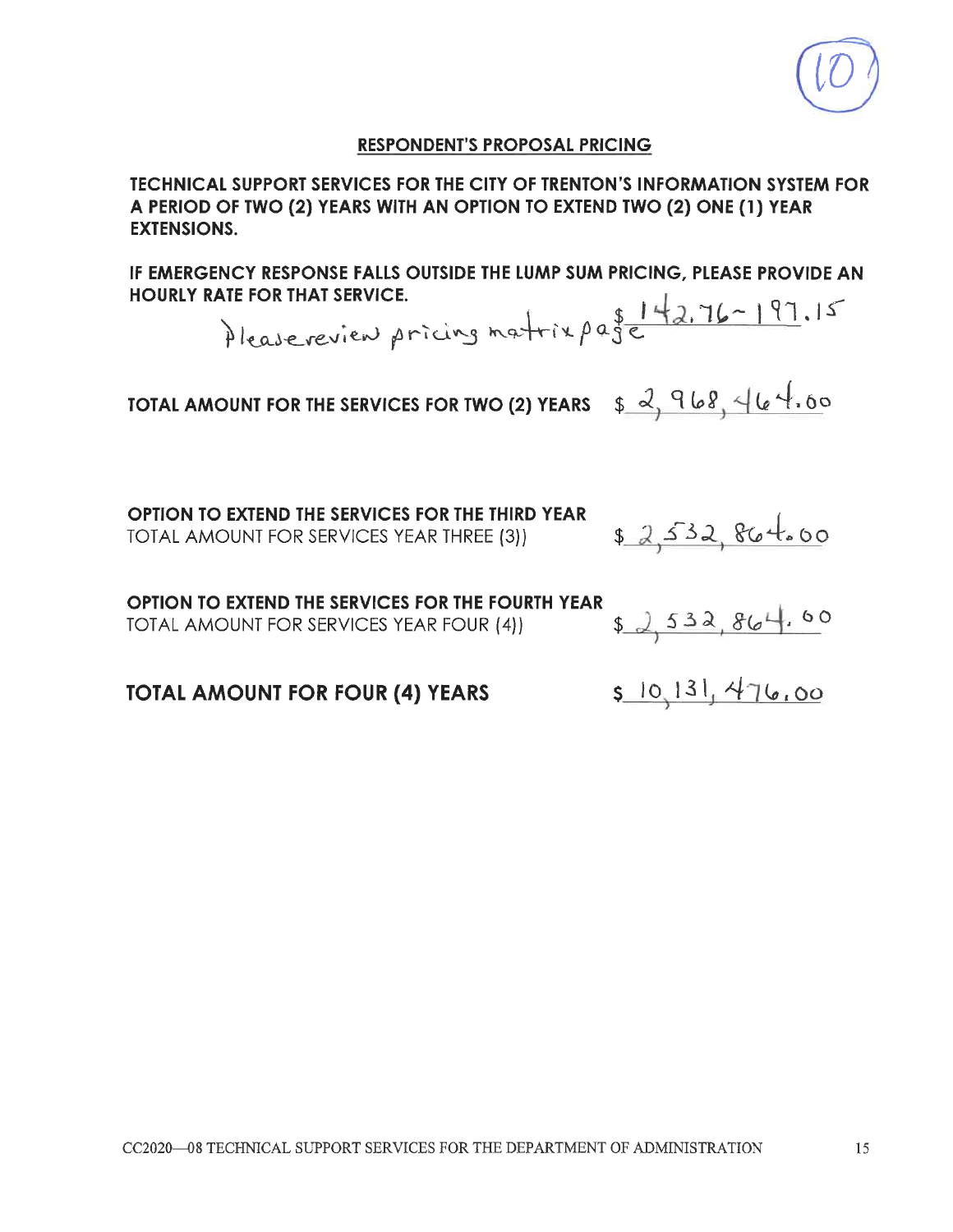(10)

## RESPONDENT'S PROPOSAL PRICING

**TECHNICAL SUPPORT SERVICES FOR THE CITY OF TRENTON'S INFORMATION SYSTEM FOR A PERIOD OF TWO (2) YEARS WITH AN OPTION TO EXTEND TWO (2) ONE (1) YEAR EXTENSIONS.**

**IF EMERGENCY RESPONSE FALLS OUTSIDE THE LUMP SUM PRICING, PLEASE PROVIDE AN HOURLY RATE FOR THAT SERVICE.**

Please review pricing matrix page $ 142.76 ~ 197.15

**TOTAL AMOUNT FOR THE SERVICES FOR TWO (2) YEARS** $ 2,968,464.00

**OPTION TO EXTEND THE SERVICES FOR THE THIRD YEAR**
TOTAL AMOUNT FOR SERVICES YEAR THREE (3)) $ 2,532,864.00

**OPTION TO EXTEND THE SERVICES FOR THE FOURTH YEAR**
TOTAL AMOUNT FOR SERVICES YEAR FOUR (4)) $ 2,532,864.00

**TOTAL AMOUNT FOR FOUR (4) YEARS** $ 10,131,476.00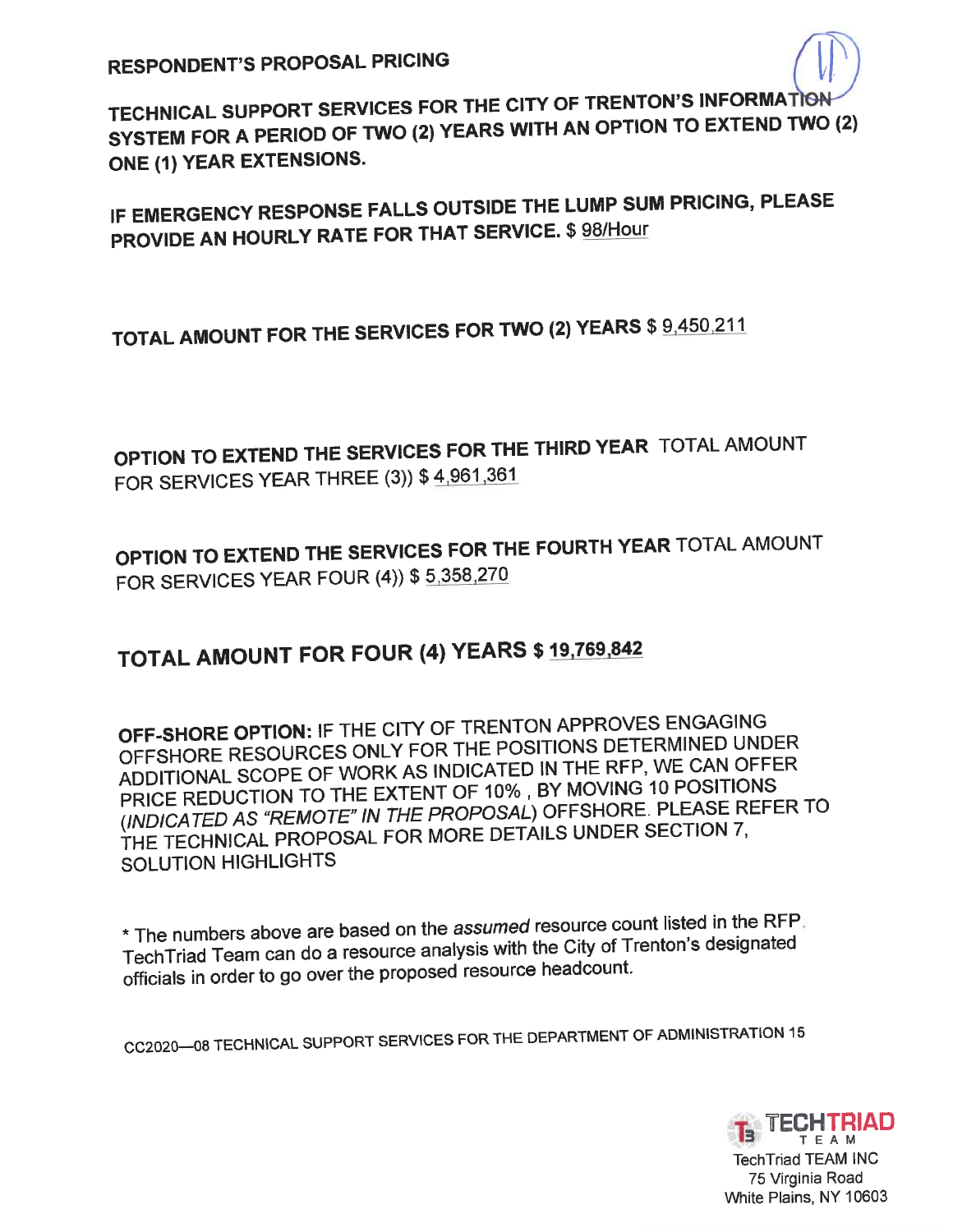## RESPONDENT'S PROPOSAL PRICING

**TECHNICAL SUPPORT SERVICES FOR THE CITY OF TRENTON'S INFORMATION SYSTEM FOR A PERIOD OF TWO (2) YEARS WITH AN OPTION TO EXTEND TWO (2) ONE (1) YEAR EXTENSIONS.**

**IF EMERGENCY RESPONSE FALLS OUTSIDE THE LUMP SUM PRICING, PLEASE PROVIDE AN HOURLY RATE FOR THAT SERVICE.** $ 98/Hour

**TOTAL AMOUNT FOR THE SERVICES FOR TWO (2) YEARS** $ 9,450,211

**OPTION TO EXTEND THE SERVICES FOR THE THIRD YEAR** TOTAL AMOUNT FOR SERVICES YEAR THREE (3)) $ 4,961,361

**OPTION TO EXTEND THE SERVICES FOR THE FOURTH YEAR** TOTAL AMOUNT FOR SERVICES YEAR FOUR (4)) $ 5,358,270

**TOTAL AMOUNT FOR FOUR (4) YEARS $ 19,769,842**

**OFF-SHORE OPTION:** IF THE CITY OF TRENTON APPROVES ENGAGING OFFSHORE RESOURCES ONLY FOR THE POSITIONS DETERMINED UNDER ADDITIONAL SCOPE OF WORK AS INDICATED IN THE RFP, WE CAN OFFER PRICE REDUCTION TO THE EXTENT OF 10% , BY MOVING 10 POSITIONS *(INDICATED AS "REMOTE" IN THE PROPOSAL)* OFFSHORE. PLEASE REFER TO THE TECHNICAL PROPOSAL FOR MORE DETAILS UNDER SECTION 7, SOLUTION HIGHLIGHTS

* The numbers above are based on the *assumed* resource count listed in the RFP. TechTriad Team can do a resource analysis with the City of Trenton's designated officials in order to go over the proposed resource headcount.

CC2020—08 TECHNICAL SUPPORT SERVICES FOR THE DEPARTMENT OF ADMINISTRATION 15

TECHTRIAD TEAM

TechTriad TEAM INC
75 Virginia Road
White Plains, NY 10603